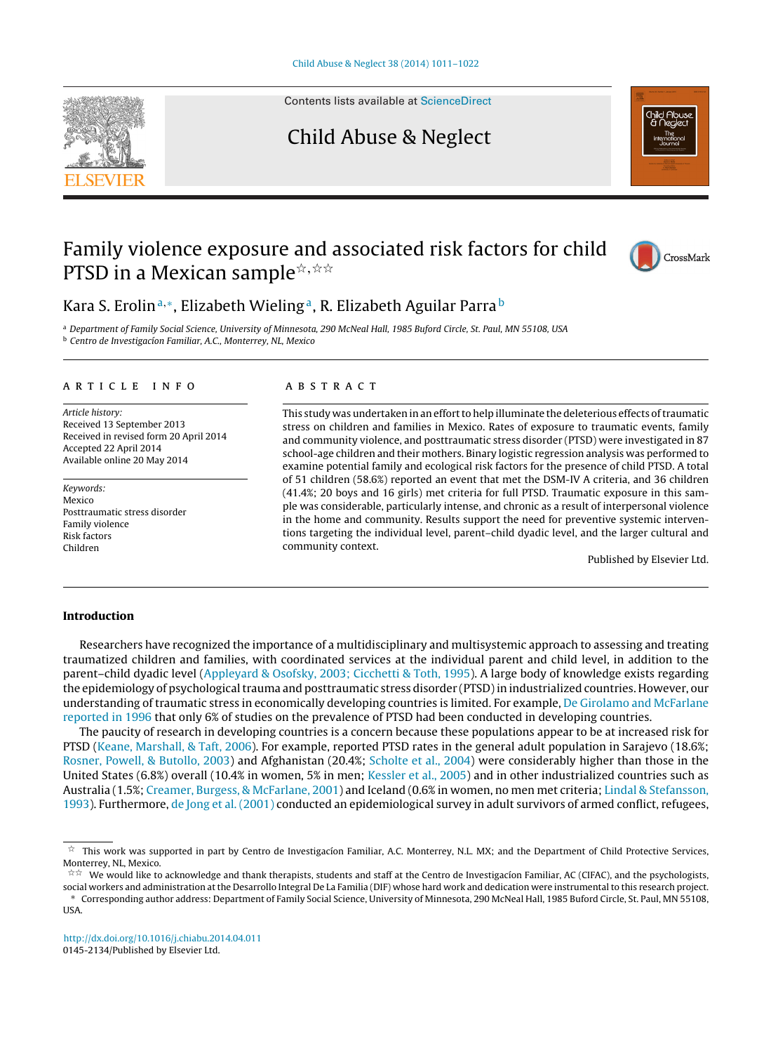# Family violence exposure and associated risk factors for child PTSD in a Mexican sample[☆,☆☆]

Kara S. Erolin[a,*], Elizabeth Wieling[a], R. Elizabeth Aguilar Parra[b]

[a] Department of Family Social Science, University of Minnesota, 290 McNeal Hall, 1985 Buford Circle, St. Paul, MN 55108, USA
[b] Centro de Investigacíon Familiar, A.C., Monterrey, NL, Mexico

## ARTICLE INFO

*Article history:*
Received 13 September 2013
Received in revised form 20 April 2014
Accepted 22 April 2014
Available online 20 May 2014

*Keywords:*
Mexico
Posttraumatic stress disorder
Family violence
Risk factors
Children

## ABSTRACT

This study was undertaken in an effort to help illuminate the deleterious effects of traumatic stress on children and families in Mexico. Rates of exposure to traumatic events, family and community violence, and posttraumatic stress disorder (PTSD) were investigated in 87 school-age children and their mothers. Binary logistic regression analysis was performed to examine potential family and ecological risk factors for the presence of child PTSD. A total of 51 children (58.6%) reported an event that met the DSM-IV A criteria, and 36 children (41.4%; 20 boys and 16 girls) met criteria for full PTSD. Traumatic exposure in this sample was considerable, particularly intense, and chronic as a result of interpersonal violence in the home and community. Results support the need for preventive systemic interventions targeting the individual level, parent–child dyadic level, and the larger cultural and community context.

Published by Elsevier Ltd.

## Introduction

Researchers have recognized the importance of a multidisciplinary and multisystemic approach to assessing and treating traumatized children and families, with coordinated services at the individual parent and child level, in addition to the parent–child dyadic level (Appleyard & Osofsky, 2003; Cicchetti & Toth, 1995). A large body of knowledge exists regarding the epidemiology of psychological trauma and posttraumatic stress disorder (PTSD) in industrialized countries. However, our understanding of traumatic stress in economically developing countries is limited. For example, De Girolamo and McFarlane reported in 1996 that only 6% of studies on the prevalence of PTSD had been conducted in developing countries.

The paucity of research in developing countries is a concern because these populations appear to be at increased risk for PTSD (Keane, Marshall, & Taft, 2006). For example, reported PTSD rates in the general adult population in Sarajevo (18.6%; Rosner, Powell, & Butollo, 2003) and Afghanistan (20.4%; Scholte et al., 2004) were considerably higher than those in the United States (6.8%) overall (10.4% in women, 5% in men; Kessler et al., 2005) and in other industrialized countries such as Australia (1.5%; Creamer, Burgess, & McFarlane, 2001) and Iceland (0.6% in women, no men met criteria; Lindal & Stefansson, 1993). Furthermore, de Jong et al. (2001) conducted an epidemiological survey in adult survivors of armed conflict, refugees,

☆ This work was supported in part by Centro de Investigacíon Familiar, A.C. Monterrey, N.L. MX; and the Department of Child Protective Services, Monterrey, NL, Mexico.

☆☆ We would like to acknowledge and thank therapists, students and staff at the Centro de Investigacíon Familiar, AC (CIFAC), and the psychologists, social workers and administration at the Desarrollo Integral De La Familia (DIF) whose hard work and dedication were instrumental to this research project.

\* Corresponding author address: Department of Family Social Science, University of Minnesota, 290 McNeal Hall, 1985 Buford Circle, St. Paul, MN 55108, USA.

http://dx.doi.org/10.1016/j.chiabu.2014.04.011
0145-2134/Published by Elsevier Ltd.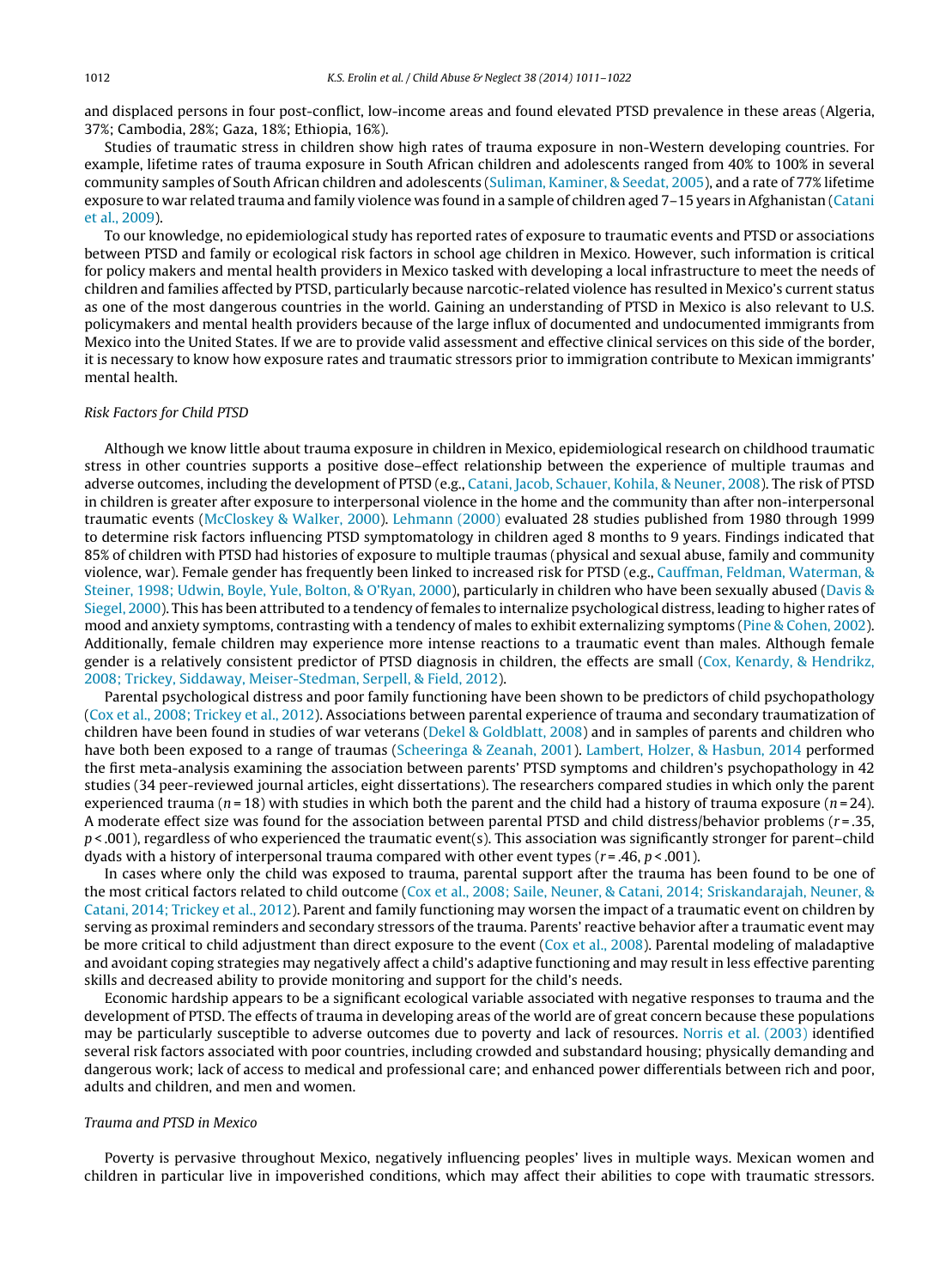and displaced persons in four post-conflict, low-income areas and found elevated PTSD prevalence in these areas (Algeria, 37%; Cambodia, 28%; Gaza, 18%; Ethiopia, 16%).

Studies of traumatic stress in children show high rates of trauma exposure in non-Western developing countries. For example, lifetime rates of trauma exposure in South African children and adolescents ranged from 40% to 100% in several community samples of South African children and adolescents (Suliman, Kaminer, & Seedat, 2005), and a rate of 77% lifetime exposure to war related trauma and family violence was found in a sample of children aged 7–15 years in Afghanistan (Catani et al., 2009).

To our knowledge, no epidemiological study has reported rates of exposure to traumatic events and PTSD or associations between PTSD and family or ecological risk factors in school age children in Mexico. However, such information is critical for policy makers and mental health providers in Mexico tasked with developing a local infrastructure to meet the needs of children and families affected by PTSD, particularly because narcotic-related violence has resulted in Mexico's current status as one of the most dangerous countries in the world. Gaining an understanding of PTSD in Mexico is also relevant to U.S. policymakers and mental health providers because of the large influx of documented and undocumented immigrants from Mexico into the United States. If we are to provide valid assessment and effective clinical services on this side of the border, it is necessary to know how exposure rates and traumatic stressors prior to immigration contribute to Mexican immigrants' mental health.

*Risk Factors for Child PTSD*

Although we know little about trauma exposure in children in Mexico, epidemiological research on childhood traumatic stress in other countries supports a positive dose–effect relationship between the experience of multiple traumas and adverse outcomes, including the development of PTSD (e.g., Catani, Jacob, Schauer, Kohila, & Neuner, 2008). The risk of PTSD in children is greater after exposure to interpersonal violence in the home and the community than after non-interpersonal traumatic events (McCloskey & Walker, 2000). Lehmann (2000) evaluated 28 studies published from 1980 through 1999 to determine risk factors influencing PTSD symptomatology in children aged 8 months to 9 years. Findings indicated that 85% of children with PTSD had histories of exposure to multiple traumas (physical and sexual abuse, family and community violence, war). Female gender has frequently been linked to increased risk for PTSD (e.g., Cauffman, Feldman, Waterman, & Steiner, 1998; Udwin, Boyle, Yule, Bolton, & O'Ryan, 2000), particularly in children who have been sexually abused (Davis & Siegel, 2000). This has been attributed to a tendency of females to internalize psychological distress, leading to higher rates of mood and anxiety symptoms, contrasting with a tendency of males to exhibit externalizing symptoms (Pine & Cohen, 2002). Additionally, female children may experience more intense reactions to a traumatic event than males. Although female gender is a relatively consistent predictor of PTSD diagnosis in children, the effects are small (Cox, Kenardy, & Hendrikz, 2008; Trickey, Siddaway, Meiser-Stedman, Serpell, & Field, 2012).

Parental psychological distress and poor family functioning have been shown to be predictors of child psychopathology (Cox et al., 2008; Trickey et al., 2012). Associations between parental experience of trauma and secondary traumatization of children have been found in studies of war veterans (Dekel & Goldblatt, 2008) and in samples of parents and children who have both been exposed to a range of traumas (Scheeringa & Zeanah, 2001). Lambert, Holzer, & Hasbun, 2014 performed the first meta-analysis examining the association between parents' PTSD symptoms and children's psychopathology in 42 studies (34 peer-reviewed journal articles, eight dissertations). The researchers compared studies in which only the parent experienced trauma ($n = 18$) with studies in which both the parent and the child had a history of trauma exposure ($n = 24$). A moderate effect size was found for the association between parental PTSD and child distress/behavior problems ($r = .35$, $p < .001$), regardless of who experienced the traumatic event(s). This association was significantly stronger for parent–child dyads with a history of interpersonal trauma compared with other event types ($r = .46$, $p < .001$).

In cases where only the child was exposed to trauma, parental support after the trauma has been found to be one of the most critical factors related to child outcome (Cox et al., 2008; Saile, Neuner, & Catani, 2014; Sriskandarajah, Neuner, & Catani, 2014; Trickey et al., 2012). Parent and family functioning may worsen the impact of a traumatic event on children by serving as proximal reminders and secondary stressors of the trauma. Parents' reactive behavior after a traumatic event may be more critical to child adjustment than direct exposure to the event (Cox et al., 2008). Parental modeling of maladaptive and avoidant coping strategies may negatively affect a child's adaptive functioning and may result in less effective parenting skills and decreased ability to provide monitoring and support for the child's needs.

Economic hardship appears to be a significant ecological variable associated with negative responses to trauma and the development of PTSD. The effects of trauma in developing areas of the world are of great concern because these populations may be particularly susceptible to adverse outcomes due to poverty and lack of resources. Norris et al. (2003) identified several risk factors associated with poor countries, including crowded and substandard housing; physically demanding and dangerous work; lack of access to medical and professional care; and enhanced power differentials between rich and poor, adults and children, and men and women.

*Trauma and PTSD in Mexico*

Poverty is pervasive throughout Mexico, negatively influencing peoples' lives in multiple ways. Mexican women and children in particular live in impoverished conditions, which may affect their abilities to cope with traumatic stressors.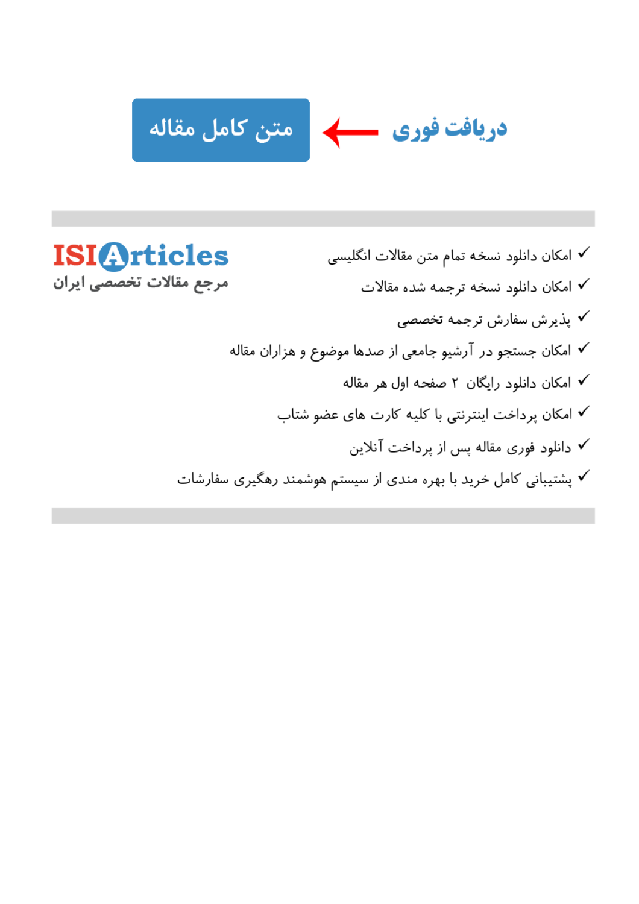دریافت فوری ← **متن کامل مقاله**

**ISIArticles**
مرجع مقالات تخصصی ایران

- ✓ امکان دانلود نسخه تمام متن مقالات انگلیسی
- ✓ امکان دانلود نسخه ترجمه شده مقالات
- ✓ پذیرش سفارش ترجمه تخصصی
- ✓ امکان جستجو در آرشیو جامعی از صدها موضوع و هزاران مقاله
- ✓ امکان دانلود رایگان ۲ صفحه اول هر مقاله
- ✓ امکان پرداخت اینترنتی با کلیه کارت های عضو شتاب
- ✓ دانلود فوری مقاله پس از پرداخت آنلاین
- ✓ پشتیبانی کامل خرید با بهره مندی از سیستم هوشمند رهگیری سفارشات